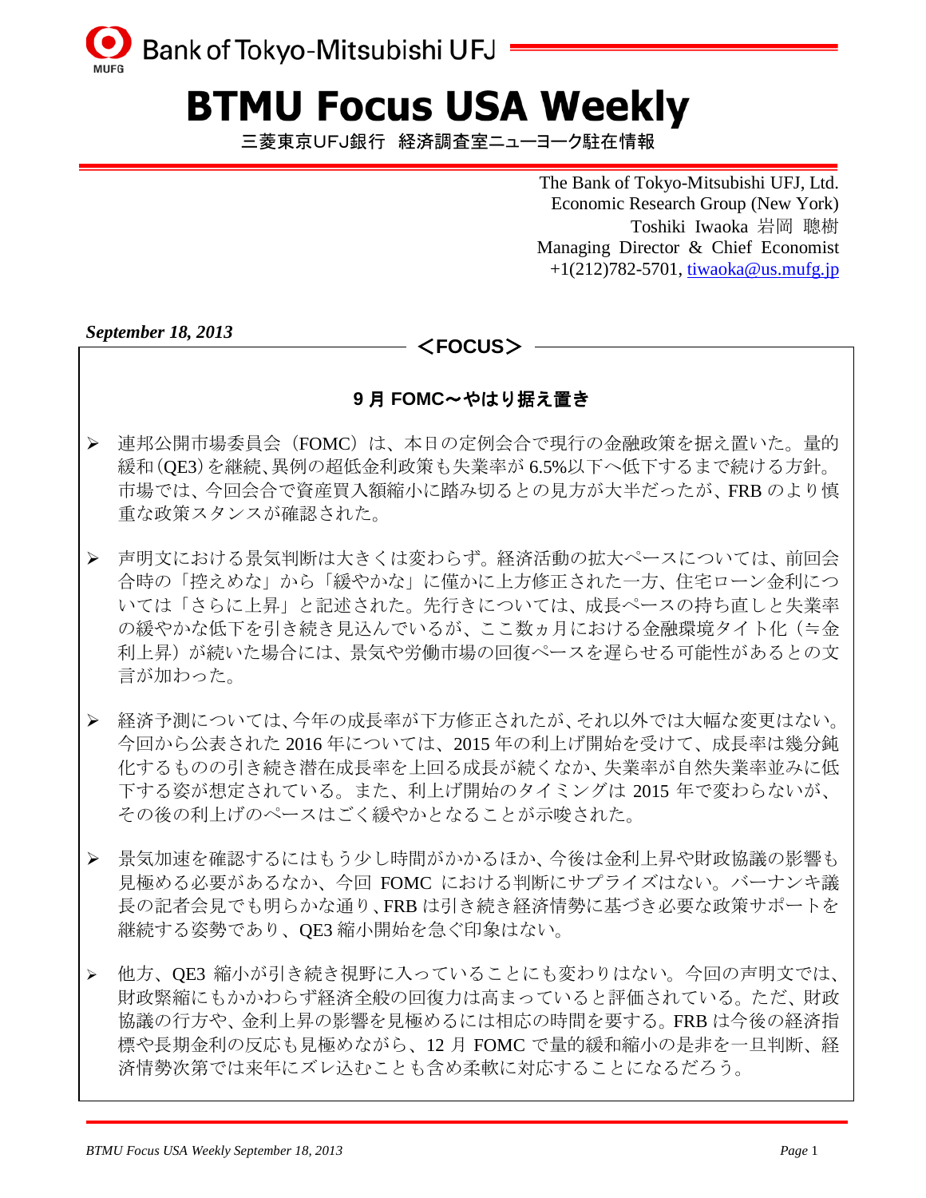Bank of Tokyo-Mitsubishi UFJ

# BTMU Focus USA Weekly

三菱東京UFJ銀行　経済調査室ニューヨーク駐在情報

The Bank of Tokyo-Mitsubishi UFJ, Ltd.
Economic Research Group (New York)
Toshiki Iwaoka 岩岡 聰樹
Managing Director & Chief Economist
+1(212)782-5701, tiwaoka@us.mufg.jp

*September 18, 2013*

**＜FOCUS＞**

## 9 月 FOMC～やはり据え置き

- 連邦公開市場委員会（FOMC）は、本日の定例会合で現行の金融政策を据え置いた。量的緩和（QE3）を継続、異例の超低金利政策も失業率が 6.5%以下へ低下するまで続ける方針。市場では、今回会合で資産買入額縮小に踏み切るとの見方が大半だったが、FRB のより慎重な政策スタンスが確認された。

- 声明文における景気判断は大きくは変わらず。経済活動の拡大ペースについては、前回会合時の「控えめな」から「緩やかな」に僅かに上方修正された一方、住宅ローン金利については「さらに上昇」と記述された。先行きについては、成長ペースの持ち直しと失業率の緩やかな低下を引き続き見込んでいるが、ここ数ヵ月における金融環境タイト化（≒金利上昇）が続いた場合には、景気や労働市場の回復ペースを遅らせる可能性があるとの文言が加わった。

- 経済予測については、今年の成長率が下方修正されたが、それ以外では大幅な変更はない。今回から公表された 2016 年については、2015 年の利上げ開始を受けて、成長率は幾分鈍化するものの引き続き潜在成長率を上回る成長が続くなか、失業率が自然失業率並みに低下する姿が想定されている。また、利上げ開始のタイミングは 2015 年で変わらないが、その後の利上げのペースはごく緩やかとなることが示唆された。

- 景気加速を確認するにはもう少し時間がかかるほか、今後は金利上昇や財政協議の影響も見極める必要があるなか、今回 FOMC における判断にサプライズはない。バーナンキ議長の記者会見でも明らかな通り、FRB は引き続き経済情勢に基づき必要な政策サポートを継続する姿勢であり、QE3 縮小開始を急ぐ印象はない。

- 他方、QE3 縮小が引き続き視野に入っていることにも変わりはない。今回の声明文では、財政緊縮にもかかわらず経済全般の回復力は高まっていると評価されている。ただ、財政協議の行方や、金利上昇の影響を見極めるには相応の時間を要する。FRB は今後の経済指標や長期金利の反応も見極めながら、12 月 FOMC で量的緩和縮小の是非を一旦判断、経済情勢次第では来年にズレ込むことも含め柔軟に対応することになるだろう。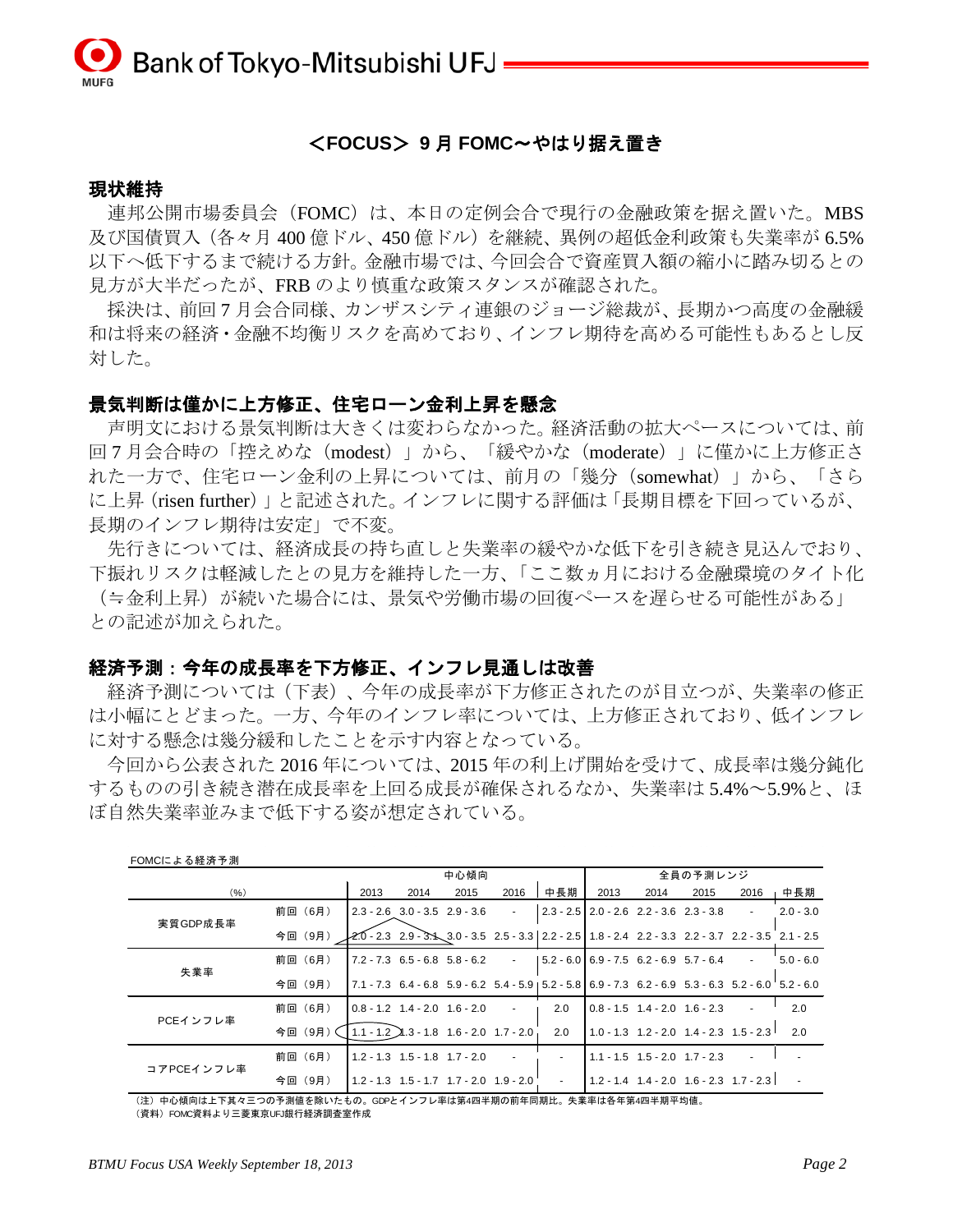## ＜FOCUS＞ 9 月 FOMC～やはり据え置き

### 現状維持

連邦公開市場委員会（FOMC）は、本日の定例会合で現行の金融政策を据え置いた。MBS 及び国債買入（各々月 400 億ドル、450 億ドル）を継続、異例の超低金利政策も失業率が 6.5%以下へ低下するまで続ける方針。金融市場では、今回会合で資産買入額の縮小に踏み切るとの見方が大半だったが、FRB のより慎重な政策スタンスが確認された。

採決は、前回 7 月会合同様、カンザスシティ連銀のジョージ総裁が、長期かつ高度の金融緩和は将来の経済・金融不均衡リスクを高めており、インフレ期待を高める可能性もあるとし反対した。

### 景気判断は僅かに上方修正、住宅ローン金利上昇を懸念

声明文における景気判断は大きくは変わらなかった。経済活動の拡大ペースについては、前回 7 月会合時の「控えめな（modest）」から、「緩やかな（moderate）」に僅かに上方修正された一方で、住宅ローン金利の上昇については、前月の「幾分（somewhat）」から、「さらに上昇（risen further）」と記述された。インフレに関する評価は「長期目標を下回っているが、長期のインフレ期待は安定」で不変。

先行きについては、経済成長の持ち直しと失業率の緩やかな低下を引き続き見込んでおり、下振れリスクは軽減したとの見方を維持した一方、「ここ数ヵ月における金融環境のタイト化（≒金利上昇）が続いた場合には、景気や労働市場の回復ペースを遅らせる可能性がある」との記述が加えられた。

### 経済予測：今年の成長率を下方修正、インフレ見通しは改善

経済予測については（下表）、今年の成長率が下方修正されたのが目立つが、失業率の修正は小幅にとどまった。一方、今年のインフレ率については、上方修正されており、低インフレに対する懸念は幾分緩和したことを示す内容となっている。

今回から公表された 2016 年については、2015 年の利上げ開始を受けて、成長率は幾分鈍化するものの引き続き潜在成長率を上回る成長が確保されるなか、失業率は 5.4%～5.9%と、ほぼ自然失業率並みまで低下する姿が想定されている。

FOMCによる経済予測

| (%) | | 中心傾向 | | | | | 全員の予測レンジ | | | | |
|---|---|---|---|---|---|---|---|---|---|---|---|
| | | 2013 | 2014 | 2015 | 2016 | 中長期 | 2013 | 2014 | 2015 | 2016 | 中長期 |
| 実質GDP成長率 | 前回（6月） | 2.3 - 2.6 | 3.0 - 3.5 | 2.9 - 3.6 | - | 2.3 - 2.5 | 2.0 - 2.6 | 2.2 - 3.6 | 2.3 - 3.8 | - | 2.0 - 3.0 |
| | 今回（9月） | 2.0 - 2.3 | 2.9 - 3.1 | 3.0 - 3.5 | 2.5 - 3.3 | 2.2 - 2.5 | 1.8 - 2.4 | 2.2 - 3.3 | 2.2 - 3.7 | 2.2 - 3.5 | 2.1 - 2.5 |
| 失業率 | 前回（6月） | 7.2 - 7.3 | 6.5 - 6.8 | 5.8 - 6.2 | - | 5.2 - 6.0 | 6.9 - 7.5 | 6.2 - 6.9 | 5.7 - 6.4 | - | 5.0 - 6.0 |
| | 今回（9月） | 7.1 - 7.3 | 6.4 - 6.8 | 5.9 - 6.2 | 5.4 - 5.9 | 5.2 - 5.8 | 6.9 - 7.3 | 6.2 - 6.9 | 5.3 - 6.3 | 5.2 - 6.0 | 5.2 - 6.0 |
| PCEインフレ率 | 前回（6月） | 0.8 - 1.2 | 1.4 - 2.0 | 1.6 - 2.0 | - | 2.0 | 0.8 - 1.5 | 1.4 - 2.0 | 1.6 - 2.3 | - | 2.0 |
| | 今回（9月） | 1.1 - 1.2 | 1.3 - 1.8 | 1.6 - 2.0 | 1.7 - 2.0 | 2.0 | 1.0 - 1.3 | 1.2 - 2.0 | 1.4 - 2.3 | 1.5 - 2.3 | 2.0 |
| コアPCEインフレ率 | 前回（6月） | 1.2 - 1.3 | 1.5 - 1.8 | 1.7 - 2.0 | - | - | 1.1 - 1.5 | 1.5 - 2.0 | 1.7 - 2.3 | - | - |
| | 今回（9月） | 1.2 - 1.3 | 1.5 - 1.7 | 1.7 - 2.0 | 1.9 - 2.0 | - | 1.2 - 1.4 | 1.4 - 2.0 | 1.6 - 2.3 | 1.7 - 2.3 | - |

（注）中心傾向は上下其々三つの予測値を除いたもの。GDPとインフレ率は第4四半期の前年同期比。失業率は各年第4四半期平均値。
（資料）FOMC資料より三菱東京UFJ銀行経済調査室作成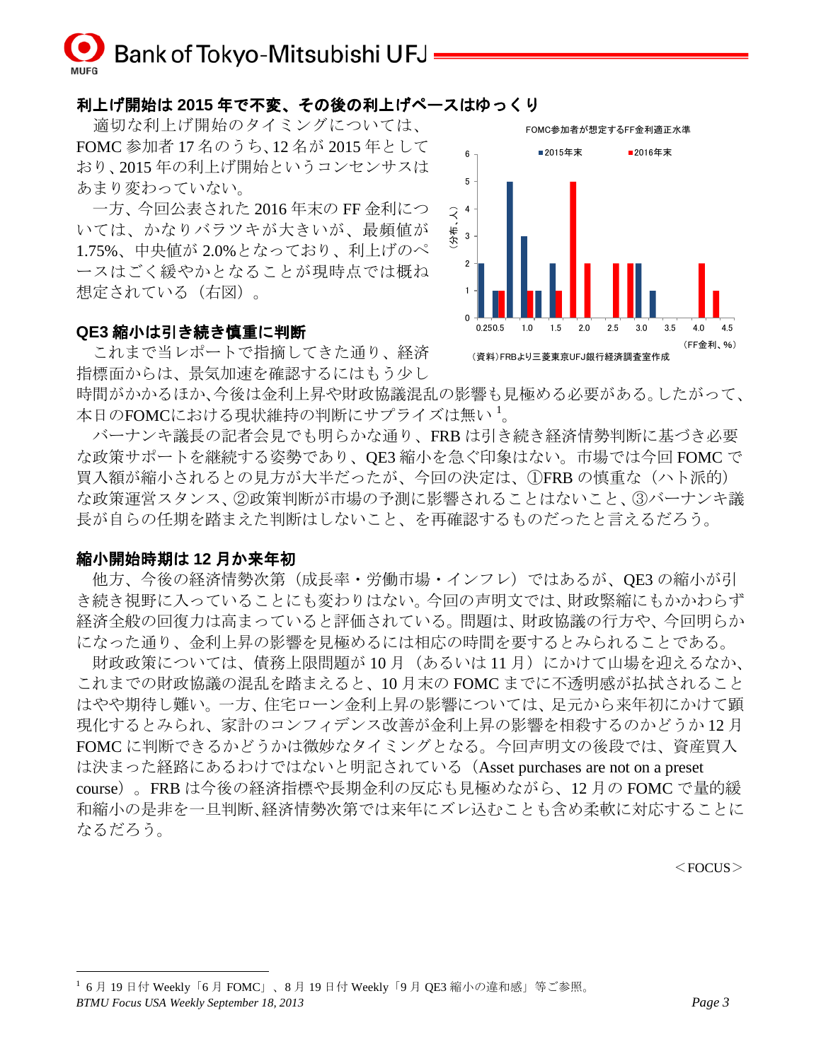## 利上げ開始は 2015 年で不変、その後の利上げペースはゆっくり

適切な利上げ開始のタイミングについては、FOMC 参加者 17 名のうち、12 名が 2015 年としており、2015 年の利上げ開始というコンセンサスはあまり変わっていない。

一方、今回公表された 2016 年末の FF 金利については、かなりバラツキが大きいが、最頻値が 1.75%、中央値が 2.0%となっており、利上げのペースはごく緩やかとなることが現時点では概ね想定されている（右図）。

FOMC参加者が想定するFF金利適正水準

（資料）FRBより三菱東京UFJ銀行経済調査室作成

## QE3 縮小は引き続き慎重に判断

これまで当レポートで指摘してきた通り、経済指標面からは、景気加速を確認するにはもう少し時間がかかるほか、今後は金利上昇や財政協議混乱の影響も見極める必要がある。したがって、本日のFOMCにおける現状維持の判断にサプライズは無い[1]。

バーナンキ議長の記者会見でも明らかな通り、FRB は引き続き経済情勢判断に基づき必要な政策サポートを継続する姿勢であり、QE3 縮小を急ぐ印象はない。市場では今回 FOMC で買入額が縮小されるとの見方が大半だったが、今回の決定は、①FRB の慎重な（ハト派的）な政策運営スタンス、②政策判断が市場の予測に影響されることはないこと、③バーナンキ議長が自らの任期を踏まえた判断はしないこと、を再確認するものだったと言えるだろう。

## 縮小開始時期は 12 月か来年初

他方、今後の経済情勢次第（成長率・労働市場・インフレ）ではあるが、QE3 の縮小が引き続き視野に入っていることにも変わりはない。今回の声明文では、財政緊縮にもかかわらず経済全般の回復力は高まっていると評価されている。問題は、財政協議の行方や、今回明らかになった通り、金利上昇の影響を見極めるには相応の時間を要するとみられることである。

財政政策については、債務上限問題が 10 月（あるいは 11 月）にかけて山場を迎えるなか、これまでの財政協議の混乱を踏まえると、10 月末の FOMC までに不透明感が払拭されることはやや期待し難い。一方、住宅ローン金利上昇の影響については、足元から来年初にかけて顕現化するとみられ、家計のコンフィデンス改善が金利上昇の影響を相殺するのかどうか 12 月 FOMC に判断できるかどうかは微妙なタイミングとなる。今回声明文の後段では、資産買入は決まった経路にあるわけではないと明記されている（Asset purchases are not on a preset course）。FRB は今後の経済指標や長期金利の反応も見極めながら、12 月の FOMC で量的緩和縮小の是非を一旦判断、経済情勢次第では来年にズレ込むことも含め柔軟に対応することになるだろう。

＜FOCUS＞

[1] 6 月 19 日付 Weekly「6 月 FOMC」、8 月 19 日付 Weekly「9 月 QE3 縮小の違和感」等ご参照。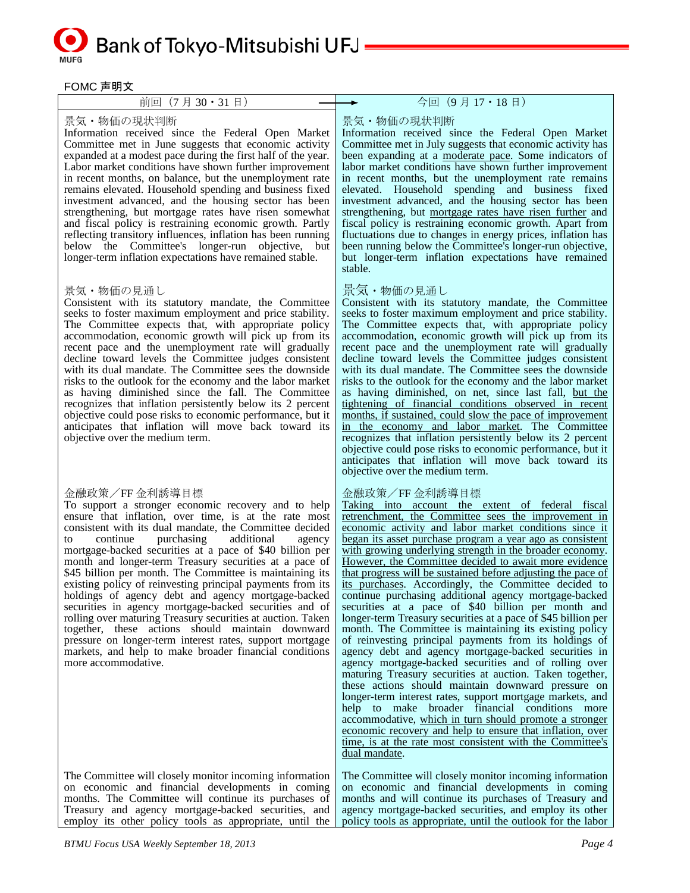FOMC 声明文

| 前回（7 月 30・31 日） | 今回（9 月 17・18 日） |
|---|---|
| 景気・物価の現状判断<br>Information received since the Federal Open Market Committee met in June suggests that economic activity expanded at a modest pace during the first half of the year. Labor market conditions have shown further improvement in recent months, on balance, but the unemployment rate remains elevated. Household spending and business fixed investment advanced, and the housing sector has been strengthening, but mortgage rates have risen somewhat and fiscal policy is restraining economic growth. Partly reflecting transitory influences, inflation has been running below the Committee's longer-run objective, but longer-term inflation expectations have remained stable. | 景気・物価の現状判断<br>Information received since the Federal Open Market Committee met in July suggests that economic activity has been expanding at a moderate pace. Some indicators of labor market conditions have shown further improvement in recent months, but the unemployment rate remains elevated. Household spending and business fixed investment advanced, and the housing sector has been strengthening, but mortgage rates have risen further and fiscal policy is restraining economic growth. Apart from fluctuations due to changes in energy prices, inflation has been running below the Committee's longer-run objective, but longer-term inflation expectations have remained stable. |
| 景気・物価の見通し<br>Consistent with its statutory mandate, the Committee seeks to foster maximum employment and price stability. The Committee expects that, with appropriate policy accommodation, economic growth will pick up from its recent pace and the unemployment rate will gradually decline toward levels the Committee judges consistent with its dual mandate. The Committee sees the downside risks to the outlook for the economy and the labor market as having diminished since the fall. The Committee recognizes that inflation persistently below its 2 percent objective could pose risks to economic performance, but it anticipates that inflation will move back toward its objective over the medium term. | 景気・物価の見通し<br>Consistent with its statutory mandate, the Committee seeks to foster maximum employment and price stability. The Committee expects that, with appropriate policy accommodation, economic growth will pick up from its recent pace and the unemployment rate will gradually decline toward levels the Committee judges consistent with its dual mandate. The Committee sees the downside risks to the outlook for the economy and the labor market as having diminished, on net, since last fall, but the tightening of financial conditions observed in recent months, if sustained, could slow the pace of improvement in the economy and labor market. The Committee recognizes that inflation persistently below its 2 percent objective could pose risks to economic performance, but it anticipates that inflation will move back toward its objective over the medium term. |
| 金融政策／FF 金利誘導目標<br>To support a stronger economic recovery and to help ensure that inflation, over time, is at the rate most consistent with its dual mandate, the Committee decided to continue purchasing additional agency mortgage-backed securities at a pace of $40 billion per month and longer-term Treasury securities at a pace of $45 billion per month. The Committee is maintaining its existing policy of reinvesting principal payments from its holdings of agency debt and agency mortgage-backed securities in agency mortgage-backed securities and of rolling over maturing Treasury securities at auction. Taken together, these actions should maintain downward pressure on longer-term interest rates, support mortgage markets, and help to make broader financial conditions more accommodative. | 金融政策／FF 金利誘導目標<br>Taking into account the extent of federal fiscal retrenchment, the Committee sees the improvement in economic activity and labor market conditions since it began its asset purchase program a year ago as consistent with growing underlying strength in the broader economy. However, the Committee decided to await more evidence that progress will be sustained before adjusting the pace of its purchases. Accordingly, the Committee decided to continue purchasing additional agency mortgage-backed securities at a pace of $40 billion per month and longer-term Treasury securities at a pace of $45 billion per month. The Committee is maintaining its existing policy of reinvesting principal payments from its holdings of agency debt and agency mortgage-backed securities in agency mortgage-backed securities and of rolling over maturing Treasury securities at auction. Taken together, these actions should maintain downward pressure on longer-term interest rates, support mortgage markets, and help to make broader financial conditions more accommodative, which in turn should promote a stronger economic recovery and help to ensure that inflation, over time, is at the rate most consistent with the Committee's dual mandate. |
| The Committee will closely monitor incoming information on economic and financial developments in coming months. The Committee will continue its purchases of Treasury and agency mortgage-backed securities, and employ its other policy tools as appropriate, until the | The Committee will closely monitor incoming information on economic and financial developments in coming months and will continue its purchases of Treasury and agency mortgage-backed securities, and employ its other policy tools as appropriate, until the outlook for the labor |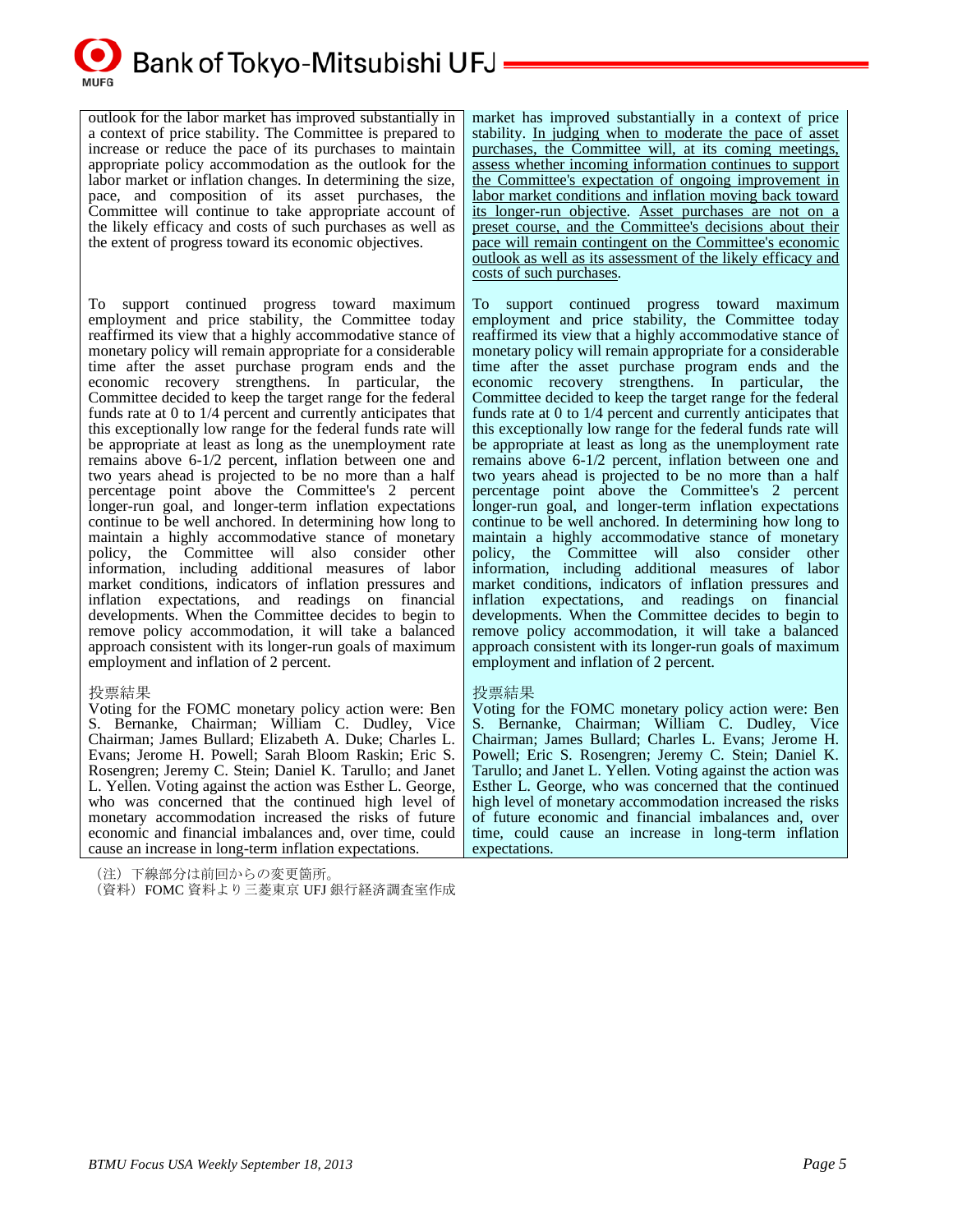| | |
|---|---|
| outlook for the labor market has improved substantially in a context of price stability. The Committee is prepared to increase or reduce the pace of its purchases to maintain appropriate policy accommodation as the outlook for the labor market or inflation changes. In determining the size, pace, and composition of its asset purchases, the Committee will continue to take appropriate account of the likely efficacy and costs of such purchases as well as the extent of progress toward its economic objectives. | market has improved substantially in a context of price stability. <u>In judging when to moderate the pace of asset purchases, the Committee will, at its coming meetings, assess whether incoming information continues to support the Committee's expectation of ongoing improvement in labor market conditions and inflation moving back toward its longer-run objective</u>. <u>Asset purchases are not on a preset course, and the Committee's decisions about their pace will remain contingent on the Committee's economic outlook as well as its assessment of the likely efficacy and costs of such purchases</u>. |
| To support continued progress toward maximum employment and price stability, the Committee today reaffirmed its view that a highly accommodative stance of monetary policy will remain appropriate for a considerable time after the asset purchase program ends and the economic recovery strengthens. In particular, the Committee decided to keep the target range for the federal funds rate at 0 to 1/4 percent and currently anticipates that this exceptionally low range for the federal funds rate will be appropriate at least as long as the unemployment rate remains above 6-1/2 percent, inflation between one and two years ahead is projected to be no more than a half percentage point above the Committee's 2 percent longer-run goal, and longer-term inflation expectations continue to be well anchored. In determining how long to maintain a highly accommodative stance of monetary policy, the Committee will also consider other information, including additional measures of labor market conditions, indicators of inflation pressures and inflation expectations, and readings on financial developments. When the Committee decides to begin to remove policy accommodation, it will take a balanced approach consistent with its longer-run goals of maximum employment and inflation of 2 percent. | To support continued progress toward maximum employment and price stability, the Committee today reaffirmed its view that a highly accommodative stance of monetary policy will remain appropriate for a considerable time after the asset purchase program ends and the economic recovery strengthens. In particular, the Committee decided to keep the target range for the federal funds rate at 0 to 1/4 percent and currently anticipates that this exceptionally low range for the federal funds rate will be appropriate at least as long as the unemployment rate remains above 6-1/2 percent, inflation between one and two years ahead is projected to be no more than a half percentage point above the Committee's 2 percent longer-run goal, and longer-term inflation expectations continue to be well anchored. In determining how long to maintain a highly accommodative stance of monetary policy, the Committee will also consider other information, including additional measures of labor market conditions, indicators of inflation pressures and inflation expectations, and readings on financial developments. When the Committee decides to begin to remove policy accommodation, it will take a balanced approach consistent with its longer-run goals of maximum employment and inflation of 2 percent. |
| 投票結果<br>Voting for the FOMC monetary policy action were: Ben S. Bernanke, Chairman; William C. Dudley, Vice Chairman; James Bullard; Elizabeth A. Duke; Charles L. Evans; Jerome H. Powell; Sarah Bloom Raskin; Eric S. Rosengren; Jeremy C. Stein; Daniel K. Tarullo; and Janet L. Yellen. Voting against the action was Esther L. George, who was concerned that the continued high level of monetary accommodation increased the risks of future economic and financial imbalances and, over time, could cause an increase in long-term inflation expectations. | 投票結果<br>Voting for the FOMC monetary policy action were: Ben S. Bernanke, Chairman; William C. Dudley, Vice Chairman; James Bullard; Charles L. Evans; Jerome H. Powell; Eric S. Rosengren; Jeremy C. Stein; Daniel K. Tarullo; and Janet L. Yellen. Voting against the action was Esther L. George, who was concerned that the continued high level of monetary accommodation increased the risks of future economic and financial imbalances and, over time, could cause an increase in long-term inflation expectations. |

（注）下線部分は前回からの変更箇所。
（資料）FOMC 資料より三菱東京 UFJ 銀行経済調査室作成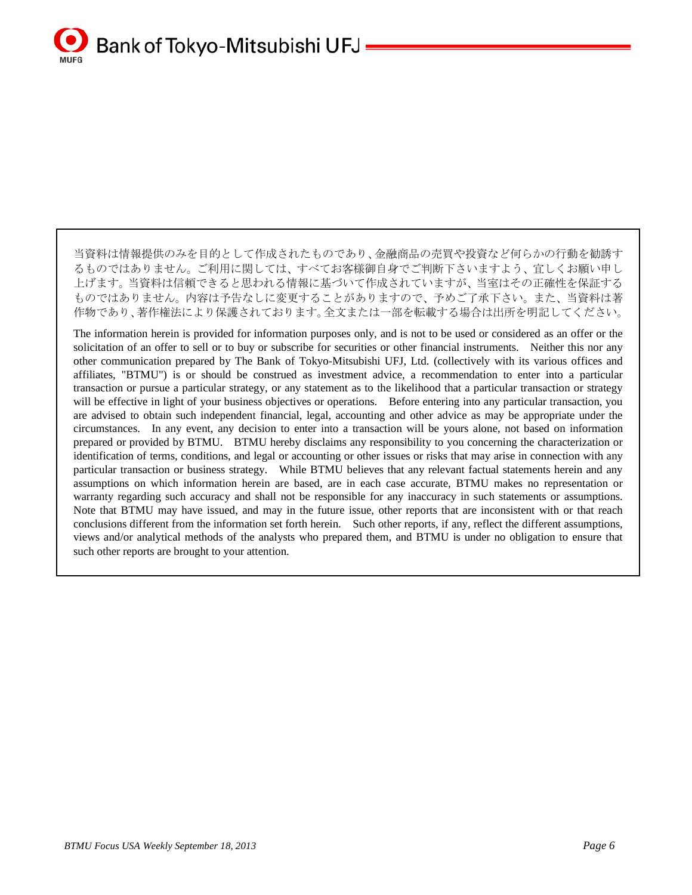当資料は情報提供のみを目的として作成されたものであり、金融商品の売買や投資など何らかの行動を勧誘するものではありません。ご利用に関しては、すべてお客様御自身でご判断下さいますよう、宜しくお願い申し上げます。当資料は信頼できると思われる情報に基づいて作成されていますが、当室はその正確性を保証するものではありません。内容は予告なしに変更することがありますので、予めご了承下さい。また、当資料は著作物であり、著作権法により保護されております。全文または一部を転載する場合は出所を明記してください。

The information herein is provided for information purposes only, and is not to be used or considered as an offer or the solicitation of an offer to sell or to buy or subscribe for securities or other financial instruments. Neither this nor any other communication prepared by The Bank of Tokyo-Mitsubishi UFJ, Ltd. (collectively with its various offices and affiliates, "BTMU") is or should be construed as investment advice, a recommendation to enter into a particular transaction or pursue a particular strategy, or any statement as to the likelihood that a particular transaction or strategy will be effective in light of your business objectives or operations. Before entering into any particular transaction, you are advised to obtain such independent financial, legal, accounting and other advice as may be appropriate under the circumstances. In any event, any decision to enter into a transaction will be yours alone, not based on information prepared or provided by BTMU. BTMU hereby disclaims any responsibility to you concerning the characterization or identification of terms, conditions, and legal or accounting or other issues or risks that may arise in connection with any particular transaction or business strategy. While BTMU believes that any relevant factual statements herein and any assumptions on which information herein are based, are in each case accurate, BTMU makes no representation or warranty regarding such accuracy and shall not be responsible for any inaccuracy in such statements or assumptions. Note that BTMU may have issued, and may in the future issue, other reports that are inconsistent with or that reach conclusions different from the information set forth herein. Such other reports, if any, reflect the different assumptions, views and/or analytical methods of the analysts who prepared them, and BTMU is under no obligation to ensure that such other reports are brought to your attention.